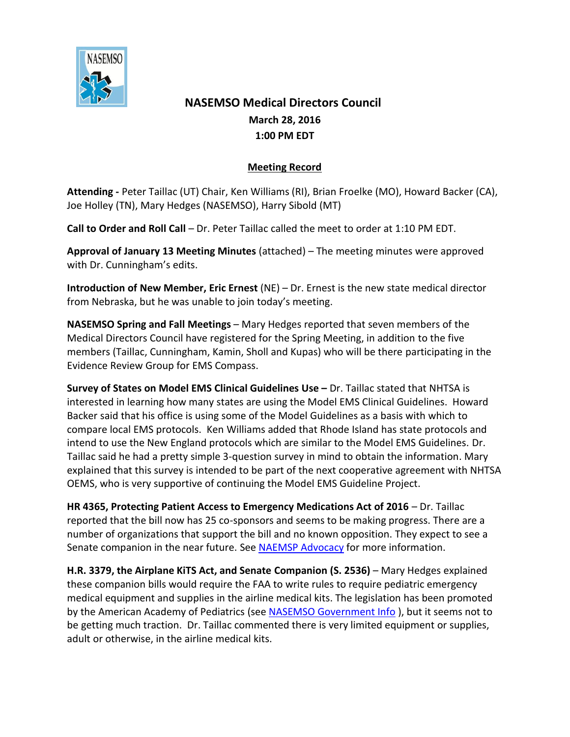# NASEMSO Medical Directors Council

**March 28, 2016**
**1:00 PM EDT**

## Meeting Record

**Attending -** Peter Taillac (UT) Chair, Ken Williams (RI), Brian Froelke (MO), Howard Backer (CA), Joe Holley (TN), Mary Hedges (NASEMSO), Harry Sibold (MT)

**Call to Order and Roll Call** – Dr. Peter Taillac called the meet to order at 1:10 PM EDT.

**Approval of January 13 Meeting Minutes** (attached) – The meeting minutes were approved with Dr. Cunningham's edits.

**Introduction of New Member, Eric Ernest** (NE) – Dr. Ernest is the new state medical director from Nebraska, but he was unable to join today's meeting.

**NASEMSO Spring and Fall Meetings** – Mary Hedges reported that seven members of the Medical Directors Council have registered for the Spring Meeting, in addition to the five members (Taillac, Cunningham, Kamin, Sholl and Kupas) who will be there participating in the Evidence Review Group for EMS Compass.

**Survey of States on Model EMS Clinical Guidelines Use –** Dr. Taillac stated that NHTSA is interested in learning how many states are using the Model EMS Clinical Guidelines. Howard Backer said that his office is using some of the Model Guidelines as a basis with which to compare local EMS protocols. Ken Williams added that Rhode Island has state protocols and intend to use the New England protocols which are similar to the Model EMS Guidelines. Dr. Taillac said he had a pretty simple 3-question survey in mind to obtain the information. Mary explained that this survey is intended to be part of the next cooperative agreement with NHTSA OEMS, who is very supportive of continuing the Model EMS Guideline Project.

**HR 4365, Protecting Patient Access to Emergency Medications Act of 2016** – Dr. Taillac reported that the bill now has 25 co-sponsors and seems to be making progress. There are a number of organizations that support the bill and no known opposition. They expect to see a Senate companion in the near future. See NAEMSP Advocacy for more information.

**H.R. 3379, the Airplane KiTS Act, and Senate Companion (S. 2536)** – Mary Hedges explained these companion bills would require the FAA to write rules to require pediatric emergency medical equipment and supplies in the airline medical kits. The legislation has been promoted by the American Academy of Pediatrics (see NASEMSO Government Info ), but it seems not to be getting much traction. Dr. Taillac commented there is very limited equipment or supplies, adult or otherwise, in the airline medical kits.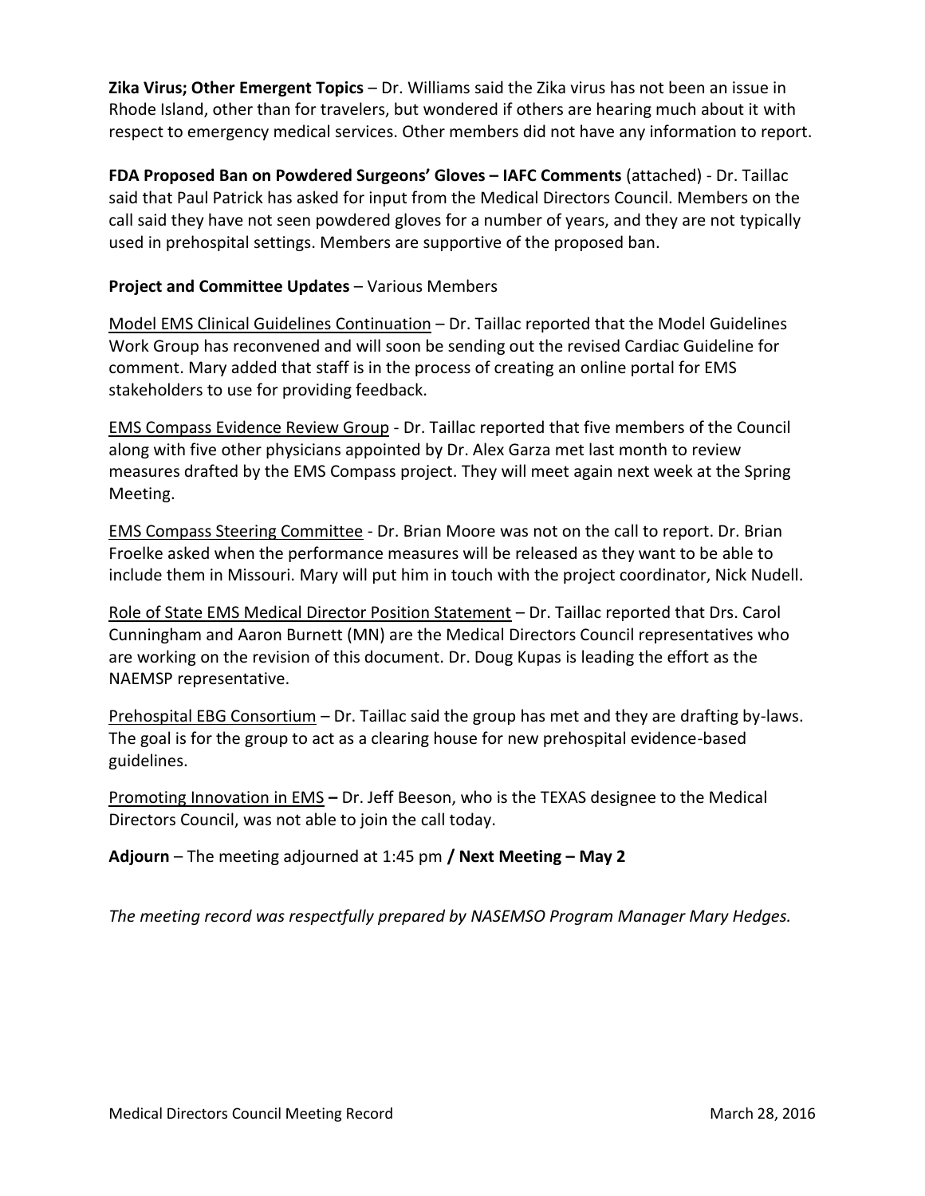**Zika Virus; Other Emergent Topics** – Dr. Williams said the Zika virus has not been an issue in Rhode Island, other than for travelers, but wondered if others are hearing much about it with respect to emergency medical services. Other members did not have any information to report.

**FDA Proposed Ban on Powdered Surgeons' Gloves – IAFC Comments** (attached) - Dr. Taillac said that Paul Patrick has asked for input from the Medical Directors Council. Members on the call said they have not seen powdered gloves for a number of years, and they are not typically used in prehospital settings. Members are supportive of the proposed ban.

**Project and Committee Updates** – Various Members

Model EMS Clinical Guidelines Continuation – Dr. Taillac reported that the Model Guidelines Work Group has reconvened and will soon be sending out the revised Cardiac Guideline for comment. Mary added that staff is in the process of creating an online portal for EMS stakeholders to use for providing feedback.

EMS Compass Evidence Review Group - Dr. Taillac reported that five members of the Council along with five other physicians appointed by Dr. Alex Garza met last month to review measures drafted by the EMS Compass project. They will meet again next week at the Spring Meeting.

EMS Compass Steering Committee - Dr. Brian Moore was not on the call to report. Dr. Brian Froelke asked when the performance measures will be released as they want to be able to include them in Missouri. Mary will put him in touch with the project coordinator, Nick Nudell.

Role of State EMS Medical Director Position Statement – Dr. Taillac reported that Drs. Carol Cunningham and Aaron Burnett (MN) are the Medical Directors Council representatives who are working on the revision of this document. Dr. Doug Kupas is leading the effort as the NAEMSP representative.

Prehospital EBG Consortium – Dr. Taillac said the group has met and they are drafting by-laws. The goal is for the group to act as a clearing house for new prehospital evidence-based guidelines.

Promoting Innovation in EMS **–** Dr. Jeff Beeson, who is the TEXAS designee to the Medical Directors Council, was not able to join the call today.

**Adjourn** – The meeting adjourned at 1:45 pm **/ Next Meeting – May 2**

*The meeting record was respectfully prepared by NASEMSO Program Manager Mary Hedges.*